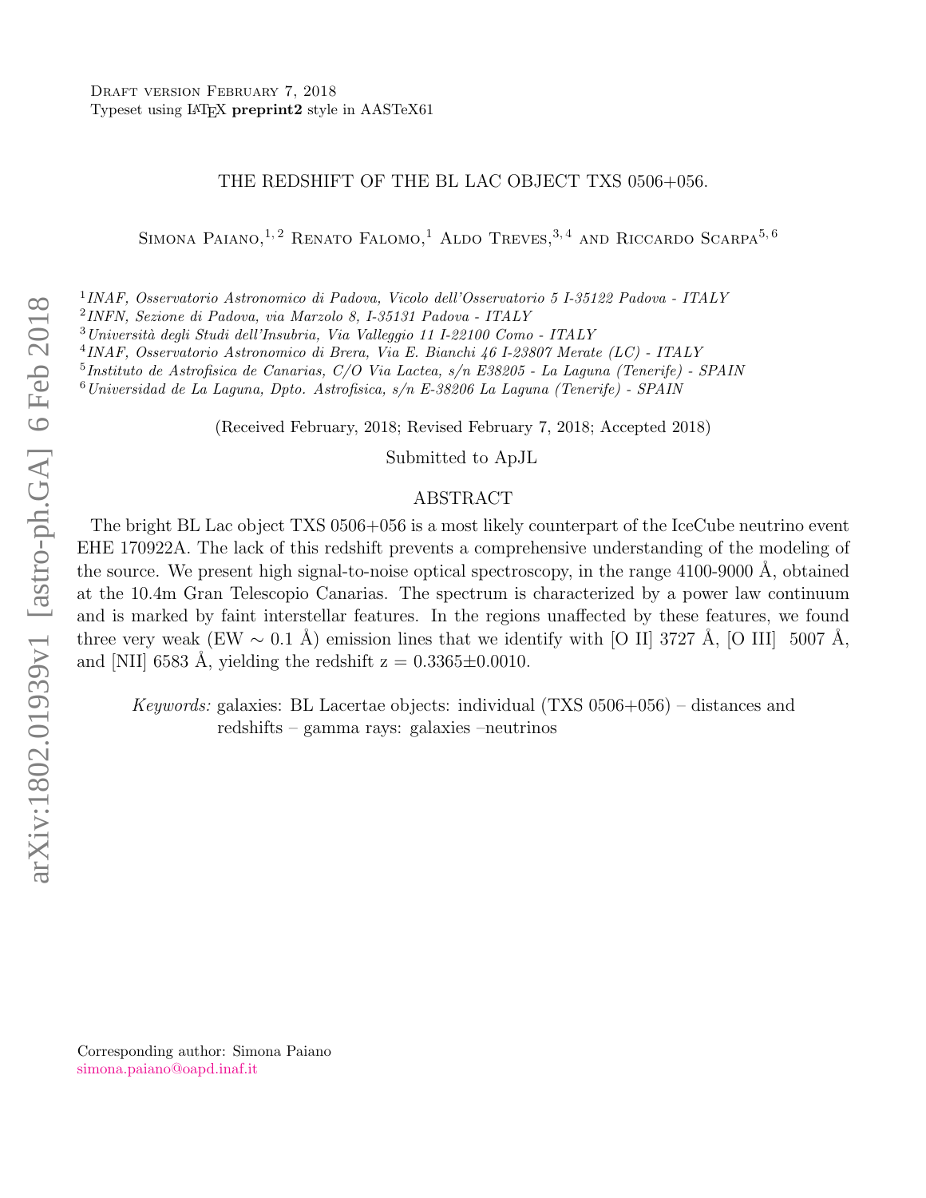Draft version February 7, 2018

Typeset using LaTeX **preprint2** style in AASTeX61

# THE REDSHIFT OF THE BL LAC OBJECT TXS 0506+056.

Simona Paiano,[1,2] Renato Falomo,[1] Aldo Treves,[3,4] and Riccardo Scarpa[5,6]

[1] *INAF, Osservatorio Astronomico di Padova, Vicolo dell'Osservatorio 5 I-35122 Padova - ITALY*
[2] *INFN, Sezione di Padova, via Marzolo 8, I-35131 Padova - ITALY*
[3] *Università degli Studi dell'Insubria, Via Valleggio 11 I-22100 Como - ITALY*
[4] *INAF, Osservatorio Astronomico di Brera, Via E. Bianchi 46 I-23807 Merate (LC) - ITALY*
[5] *Instituto de Astrofisica de Canarias, C/O Via Lactea, s/n E38205 - La Laguna (Tenerife) - SPAIN*
[6] *Universidad de La Laguna, Dpto. Astrofisica, s/n E-38206 La Laguna (Tenerife) - SPAIN*

(Received February, 2018; Revised February 7, 2018; Accepted 2018)

Submitted to ApJL

## ABSTRACT

The bright BL Lac object TXS 0506+056 is a most likely counterpart of the IceCube neutrino event EHE 170922A. The lack of this redshift prevents a comprehensive understanding of the modeling of the source. We present high signal-to-noise optical spectroscopy, in the range 4100-9000 Å, obtained at the 10.4m Gran Telescopio Canarias. The spectrum is characterized by a power law continuum and is marked by faint interstellar features. In the regions unaffected by these features, we found three very weak (EW $\sim$ 0.1 Å) emission lines that we identify with [O II] 3727 Å, [O III] 5007 Å, and [NII] 6583 Å, yielding the redshift z = 0.3365±0.0010.

*Keywords:* galaxies: BL Lacertae objects: individual (TXS 0506+056) – distances and redshifts – gamma rays: galaxies –neutrinos

Corresponding author: Simona Paiano
simona.paiano@oapd.inaf.it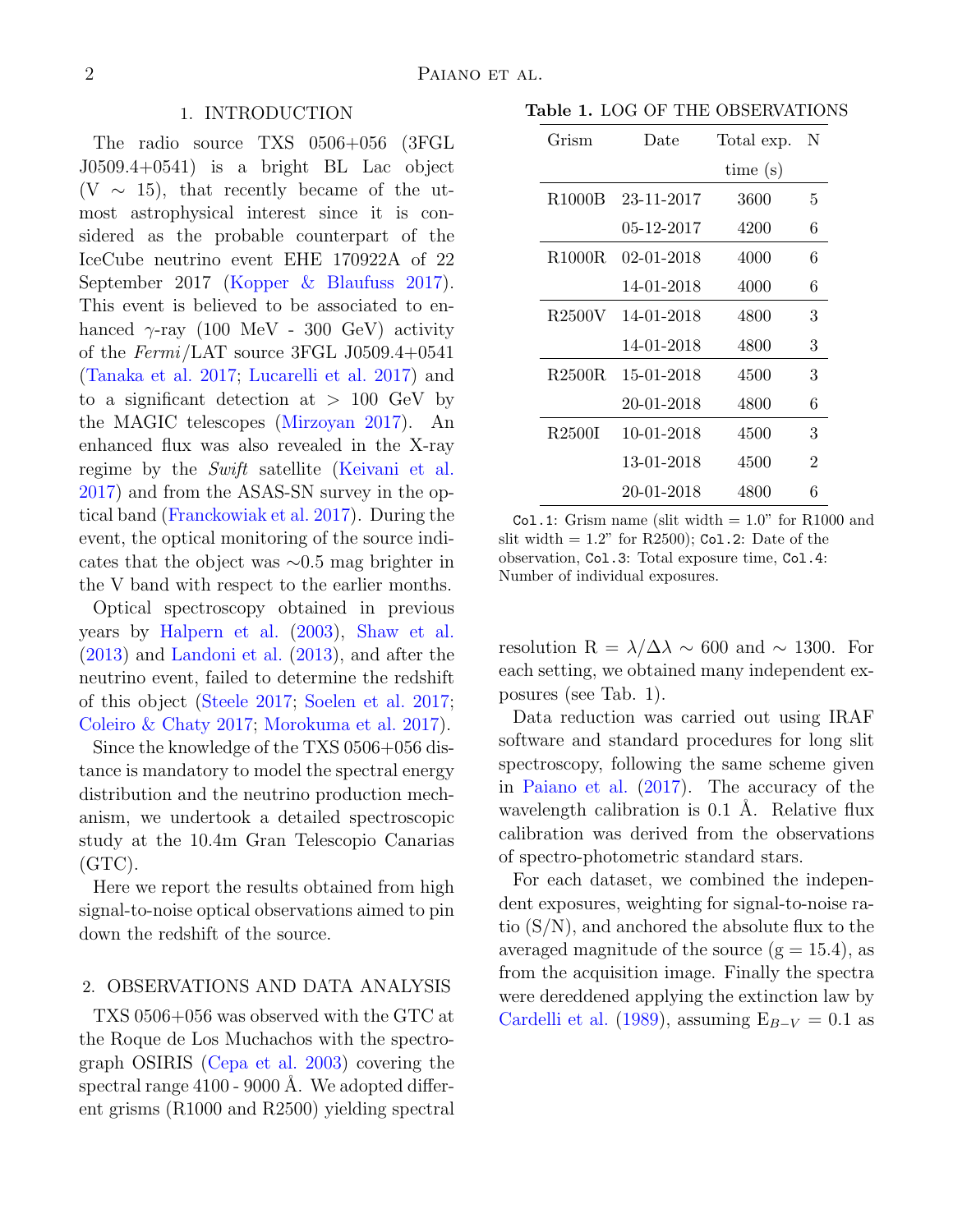## 1. INTRODUCTION

The radio source TXS 0506+056 (3FGL J0509.4+0541) is a bright BL Lac object (V $\sim$ 15), that recently became of the utmost astrophysical interest since it is considered as the probable counterpart of the IceCube neutrino event EHE 170922A of 22 September 2017 (Kopper & Blaufuss 2017). This event is believed to be associated to enhanced $\gamma$-ray (100 MeV - 300 GeV) activity of the *Fermi*/LAT source 3FGL J0509.4+0541 (Tanaka et al. 2017; Lucarelli et al. 2017) and to a significant detection at $>$ 100 GeV by the MAGIC telescopes (Mirzoyan 2017). An enhanced flux was also revealed in the X-ray regime by the *Swift* satellite (Keivani et al. 2017) and from the ASAS-SN survey in the optical band (Franckowiak et al. 2017). During the event, the optical monitoring of the source indicates that the object was $\sim$0.5 mag brighter in the V band with respect to the earlier months.

Optical spectroscopy obtained in previous years by Halpern et al. (2003), Shaw et al. (2013) and Landoni et al. (2013), and after the neutrino event, failed to determine the redshift of this object (Steele 2017; Soelen et al. 2017; Coleiro & Chaty 2017; Morokuma et al. 2017).

Since the knowledge of the TXS 0506+056 distance is mandatory to model the spectral energy distribution and the neutrino production mechanism, we undertook a detailed spectroscopic study at the 10.4m Gran Telescopio Canarias (GTC).

Here we report the results obtained from high signal-to-noise optical observations aimed to pin down the redshift of the source.

## 2. OBSERVATIONS AND DATA ANALYSIS

TXS 0506+056 was observed with the GTC at the Roque de Los Muchachos with the spectrograph OSIRIS (Cepa et al. 2003) covering the spectral range 4100 - 9000 Å. We adopted different grisms (R1000 and R2500) yielding spectral resolution R = $\lambda/\Delta\lambda \sim$ 600 and $\sim$ 1300. For each setting, we obtained many independent exposures (see Tab. 1).

**Table 1.** LOG OF THE OBSERVATIONS

| Grism | Date | Total exp. time (s) | N |
|---|---|---|---|
| R1000B | 23-11-2017 | 3600 | 5 |
| | 05-12-2017 | 4200 | 6 |
| R1000R | 02-01-2018 | 4000 | 6 |
| | 14-01-2018 | 4000 | 6 |
| R2500V | 14-01-2018 | 4800 | 3 |
| | 14-01-2018 | 4800 | 3 |
| R2500R | 15-01-2018 | 4500 | 3 |
| | 20-01-2018 | 4800 | 6 |
| R2500I | 10-01-2018 | 4500 | 3 |
| | 13-01-2018 | 4500 | 2 |
| | 20-01-2018 | 4800 | 6 |

`Col.1`: Grism name (slit width = 1.0" for R1000 and slit width = 1.2" for R2500); `Col.2`: Date of the observation, `Col.3`: Total exposure time, `Col.4`: Number of individual exposures.

Data reduction was carried out using IRAF software and standard procedures for long slit spectroscopy, following the same scheme given in Paiano et al. (2017). The accuracy of the wavelength calibration is 0.1 Å. Relative flux calibration was derived from the observations of spectro-photometric standard stars.

For each dataset, we combined the independent exposures, weighting for signal-to-noise ratio (S/N), and anchored the absolute flux to the averaged magnitude of the source (g = 15.4), as from the acquisition image. Finally the spectra were dereddened applying the extinction law by Cardelli et al. (1989), assuming $E_{B-V}$ = 0.1 as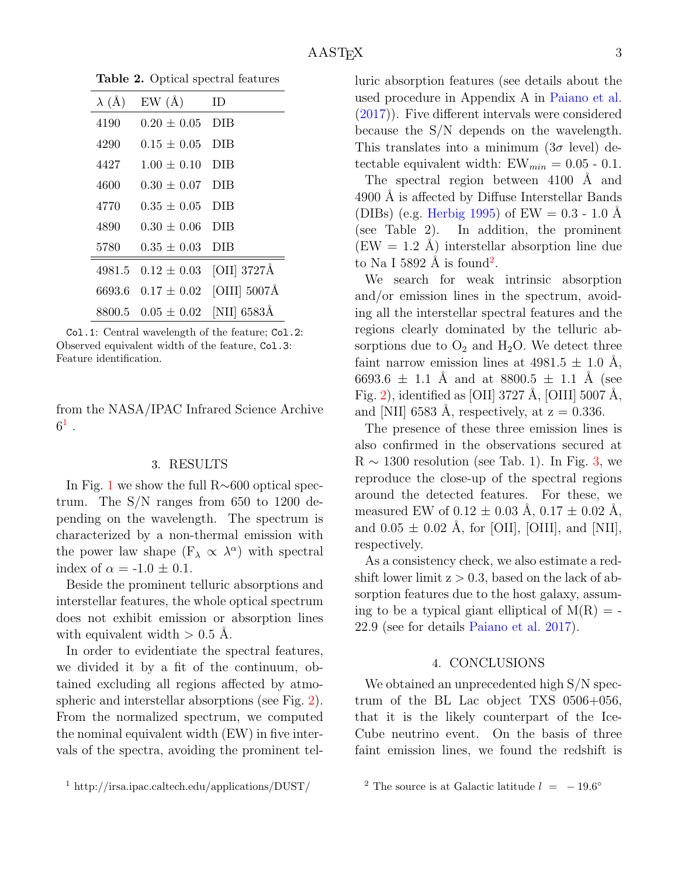**Table 2.** Optical spectral features

| λ (Å) | EW (Å) | ID |
|---|---|---|
| 4190 | 0.20 ± 0.05 | DIB |
| 4290 | 0.15 ± 0.05 | DIB |
| 4427 | 1.00 ± 0.10 | DIB |
| 4600 | 0.30 ± 0.07 | DIB |
| 4770 | 0.35 ± 0.05 | DIB |
| 4890 | 0.30 ± 0.06 | DIB |
| 5780 | 0.35 ± 0.03 | DIB |
| 4981.5 | 0.12 ± 0.03 | [OII] 3727Å |
| 6693.6 | 0.17 ± 0.02 | [OIII] 5007Å |
| 8800.5 | 0.05 ± 0.02 | [NII] 6583Å |

`Col.1`: Central wavelength of the feature; `Col.2`: Observed equivalent width of the feature, `Col.3`: Feature identification.

from the NASA/IPAC Infrared Science Archive 6[1] .

## 3. RESULTS

In Fig. 1 we show the full R∼600 optical spectrum. The S/N ranges from 650 to 1200 depending on the wavelength. The spectrum is characterized by a non-thermal emission with the power law shape ($F_\lambda \propto \lambda^\alpha$) with spectral index of $\alpha$ = -1.0 ± 0.1.

Beside the prominent telluric absorptions and interstellar features, the whole optical spectrum does not exhibit emission or absorption lines with equivalent width > 0.5 Å.

In order to evidentiate the spectral features, we divided it by a fit of the continuum, obtained excluding all regions affected by atmospheric and interstellar absorptions (see Fig. 2). From the normalized spectrum, we computed the nominal equivalent width (EW) in five intervals of the spectra, avoiding the prominent telluric absorption features (see details about the used procedure in Appendix A in Paiano et al. (2017)). Five different intervals were considered because the S/N depends on the wavelength. This translates into a minimum (3$\sigma$ level) detectable equivalent width: $EW_{min}$ = 0.05 - 0.1.

The spectral region between 4100 Å and 4900 Å is affected by Diffuse Interstellar Bands (DIBs) (e.g. Herbig 1995) of EW = 0.3 - 1.0 Å (see Table 2). In addition, the prominent (EW = 1.2 Å) interstellar absorption line due to Na I 5892 Å is found[2].

We search for weak intrinsic absorption and/or emission lines in the spectrum, avoiding all the interstellar spectral features and the regions clearly dominated by the telluric absorptions due to $O_2$ and $H_2O$. We detect three faint narrow emission lines at 4981.5 ± 1.0 Å, 6693.6 ± 1.1 Å and at 8800.5 ± 1.1 Å (see Fig. 2), identified as [OII] 3727 Å, [OIII] 5007 Å, and [NII] 6583 Å, respectively, at z = 0.336.

The presence of these three emission lines is also confirmed in the observations secured at R ∼ 1300 resolution (see Tab. 1). In Fig. 3, we reproduce the close-up of the spectral regions around the detected features. For these, we measured EW of 0.12 ± 0.03 Å, 0.17 ± 0.02 Å, and 0.05 ± 0.02 Å, for [OII], [OIII], and [NII], respectively.

As a consistency check, we also estimate a redshift lower limit z > 0.3, based on the lack of absorption features due to the host galaxy, assuming to be a typical giant elliptical of M(R) = -22.9 (see for details Paiano et al. 2017).

## 4. CONCLUSIONS

We obtained an unprecedented high S/N spectrum of the BL Lac object TXS 0506+056, that it is the likely counterpart of the IceCube neutrino event. On the basis of three faint emission lines, we found the redshift is

[1] http://irsa.ipac.caltech.edu/applications/DUST/

[2] The source is at Galactic latitude $l = -19.6°$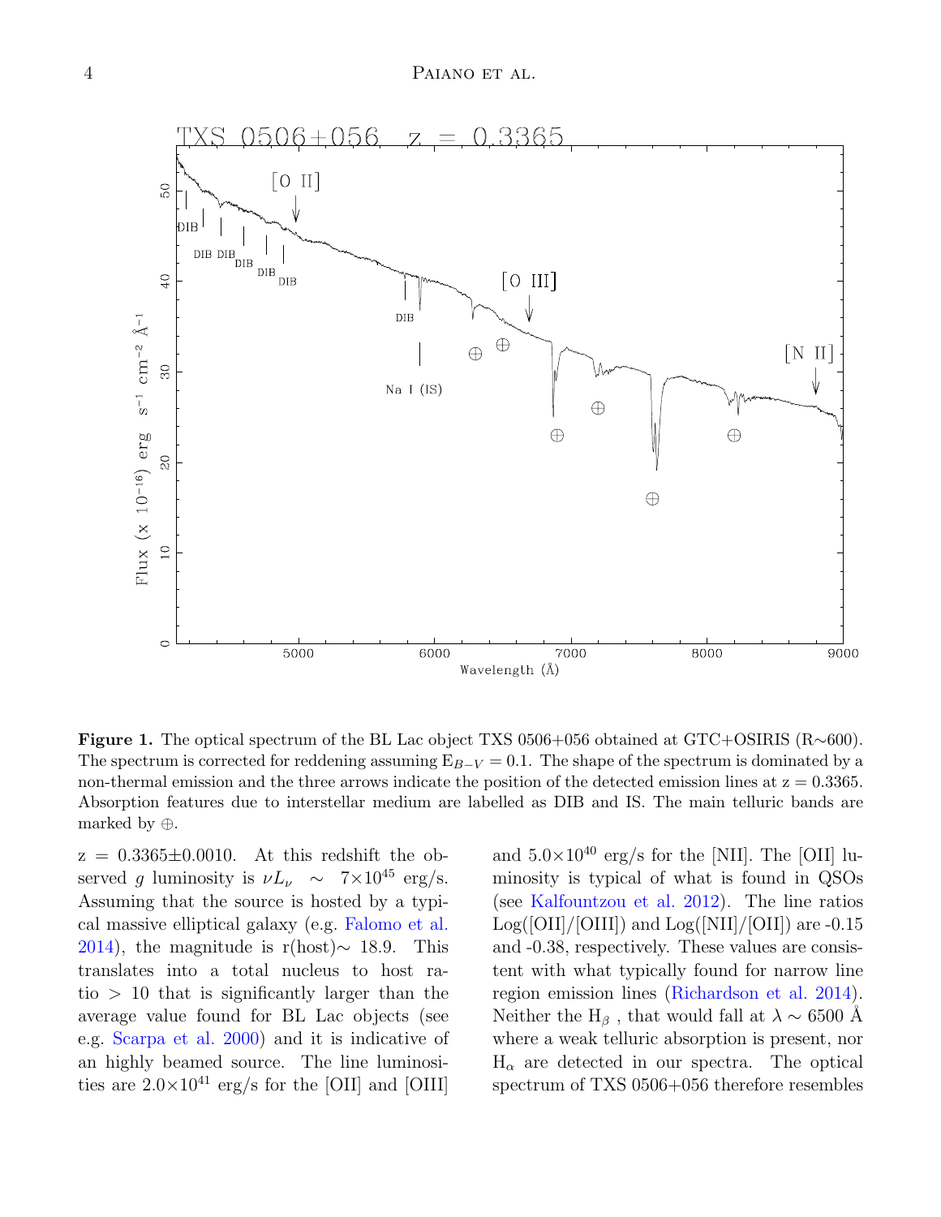**Figure 1.** The optical spectrum of the BL Lac object TXS 0506+056 obtained at GTC+OSIRIS (R∼600). The spectrum is corrected for reddening assuming $E_{B-V} = 0.1$. The shape of the spectrum is dominated by a non-thermal emission and the three arrows indicate the position of the detected emission lines at z = 0.3365. Absorption features due to interstellar medium are labelled as DIB and IS. The main telluric bands are marked by ⊕.

z = 0.3365±0.0010. At this redshift the observed $g$ luminosity is $\nu L_\nu \sim 7\times10^{45}$ erg/s. Assuming that the source is hosted by a typical massive elliptical galaxy (e.g. Falomo et al. 2014), the magnitude is r(host)∼ 18.9. This translates into a total nucleus to host ratio > 10 that is significantly larger than the average value found for BL Lac objects (see e.g. Scarpa et al. 2000) and it is indicative of an highly beamed source. The line luminosities are $2.0\times10^{41}$ erg/s for the [OII] and [OIII] and $5.0\times10^{40}$ erg/s for the [NII]. The [OII] luminosity is typical of what is found in QSOs (see Kalfountzou et al. 2012). The line ratios Log([OII]/[OIII]) and Log([NII]/[OII]) are -0.15 and -0.38, respectively. These values are consistent with what typically found for narrow line region emission lines (Richardson et al. 2014). Neither the $H_\beta$ , that would fall at $\lambda \sim 6500$ Å where a weak telluric absorption is present, nor $H_\alpha$ are detected in our spectra. The optical spectrum of TXS 0506+056 therefore resembles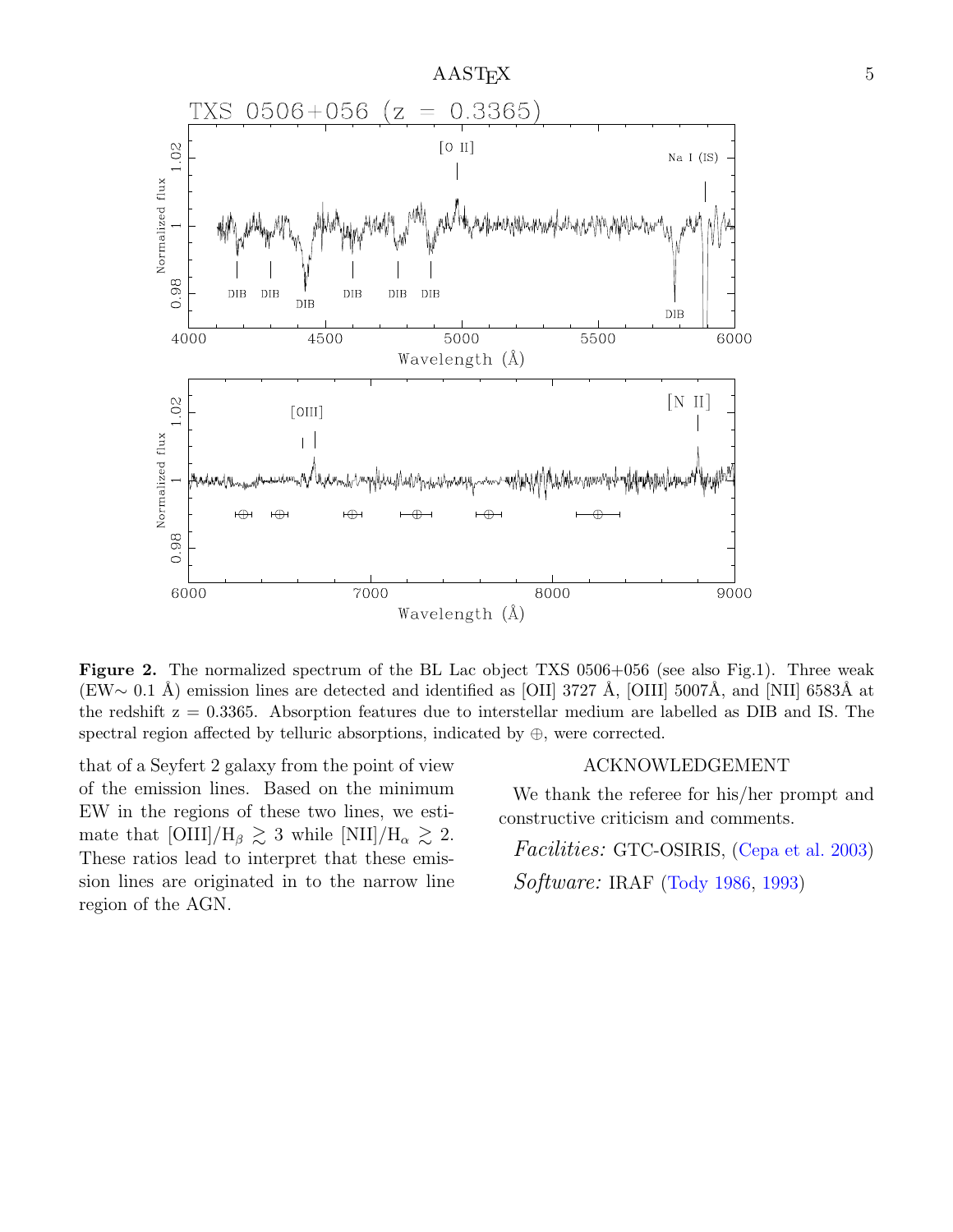**Figure 2.** The normalized spectrum of the BL Lac object TXS 0506+056 (see also Fig.1). Three weak (EW∼ 0.1 Å) emission lines are detected and identified as [OII] 3727 Å, [OIII] 5007Å, and [NII] 6583Å at the redshift z = 0.3365. Absorption features due to interstellar medium are labelled as DIB and IS. The spectral region affected by telluric absorptions, indicated by ⊕, were corrected.

that of a Seyfert 2 galaxy from the point of view of the emission lines. Based on the minimum EW in the regions of these two lines, we estimate that $[OIII]/H_\beta \gtrsim 3$ while $[NII]/H_\alpha \gtrsim 2$. These ratios lead to interpret that these emission lines are originated in to the narrow line region of the AGN.

## ACKNOWLEDGEMENT

We thank the referee for his/her prompt and constructive criticism and comments.

*Facilities:* GTC-OSIRIS, (Cepa et al. 2003)

*Software:* IRAF (Tody 1986, 1993)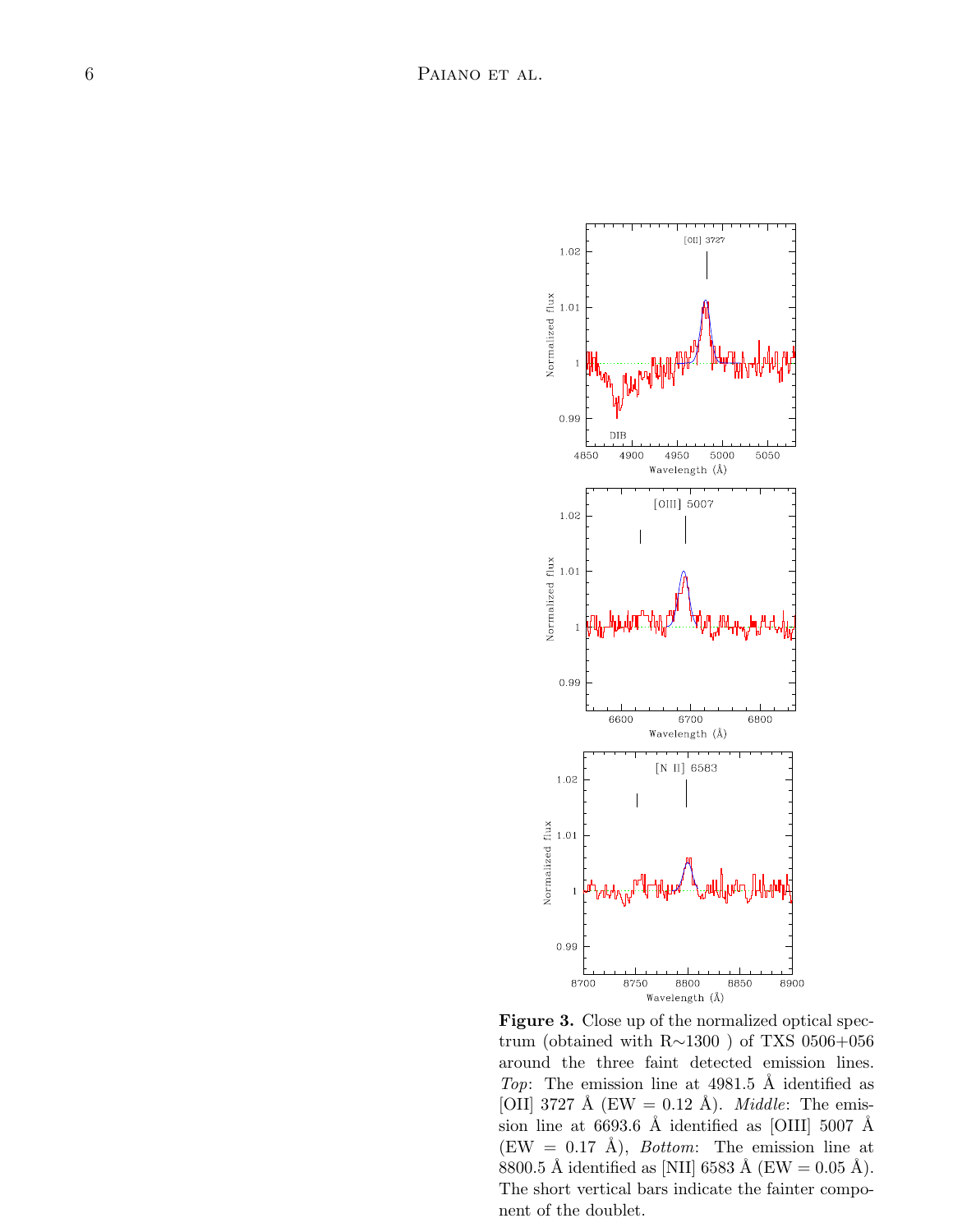**Figure 3.** Close up of the normalized optical spectrum (obtained with R$\sim$1300 ) of TXS 0506+056 around the three faint detected emission lines. *Top*: The emission line at 4981.5 Å identified as [OII] 3727 Å (EW = 0.12 Å). *Middle*: The emission line at 6693.6 Å identified as [OIII] 5007 Å (EW = 0.17 Å), *Bottom*: The emission line at 8800.5 Å identified as [NII] 6583 Å (EW = 0.05 Å). The short vertical bars indicate the fainter component of the doublet.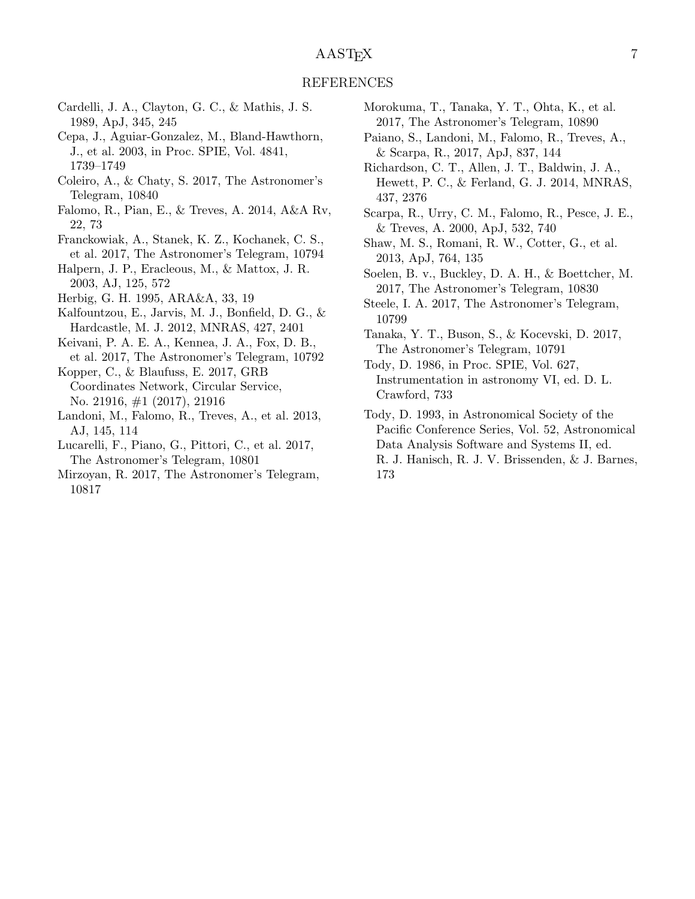## REFERENCES

Cardelli, J. A., Clayton, G. C., & Mathis, J. S. 1989, ApJ, 345, 245

Cepa, J., Aguiar-Gonzalez, M., Bland-Hawthorn, J., et al. 2003, in Proc. SPIE, Vol. 4841, 1739–1749

Coleiro, A., & Chaty, S. 2017, The Astronomer's Telegram, 10840

Falomo, R., Pian, E., & Treves, A. 2014, A&A Rv, 22, 73

Franckowiak, A., Stanek, K. Z., Kochanek, C. S., et al. 2017, The Astronomer's Telegram, 10794

Halpern, J. P., Eracleous, M., & Mattox, J. R. 2003, AJ, 125, 572

Herbig, G. H. 1995, ARA&A, 33, 19

Kalfountzou, E., Jarvis, M. J., Bonfield, D. G., & Hardcastle, M. J. 2012, MNRAS, 427, 2401

Keivani, P. A. E. A., Kennea, J. A., Fox, D. B., et al. 2017, The Astronomer's Telegram, 10792

Kopper, C., & Blaufuss, E. 2017, GRB Coordinates Network, Circular Service, No. 21916, #1 (2017), 21916

Landoni, M., Falomo, R., Treves, A., et al. 2013, AJ, 145, 114

Lucarelli, F., Piano, G., Pittori, C., et al. 2017, The Astronomer's Telegram, 10801

Mirzoyan, R. 2017, The Astronomer's Telegram, 10817

Morokuma, T., Tanaka, Y. T., Ohta, K., et al. 2017, The Astronomer's Telegram, 10890

Paiano, S., Landoni, M., Falomo, R., Treves, A., & Scarpa, R., 2017, ApJ, 837, 144

Richardson, C. T., Allen, J. T., Baldwin, J. A., Hewett, P. C., & Ferland, G. J. 2014, MNRAS, 437, 2376

Scarpa, R., Urry, C. M., Falomo, R., Pesce, J. E., & Treves, A. 2000, ApJ, 532, 740

Shaw, M. S., Romani, R. W., Cotter, G., et al. 2013, ApJ, 764, 135

Soelen, B. v., Buckley, D. A. H., & Boettcher, M. 2017, The Astronomer's Telegram, 10830

Steele, I. A. 2017, The Astronomer's Telegram, 10799

Tanaka, Y. T., Buson, S., & Kocevski, D. 2017, The Astronomer's Telegram, 10791

Tody, D. 1986, in Proc. SPIE, Vol. 627, Instrumentation in astronomy VI, ed. D. L. Crawford, 733

Tody, D. 1993, in Astronomical Society of the Pacific Conference Series, Vol. 52, Astronomical Data Analysis Software and Systems II, ed. R. J. Hanisch, R. J. V. Brissenden, & J. Barnes, 173